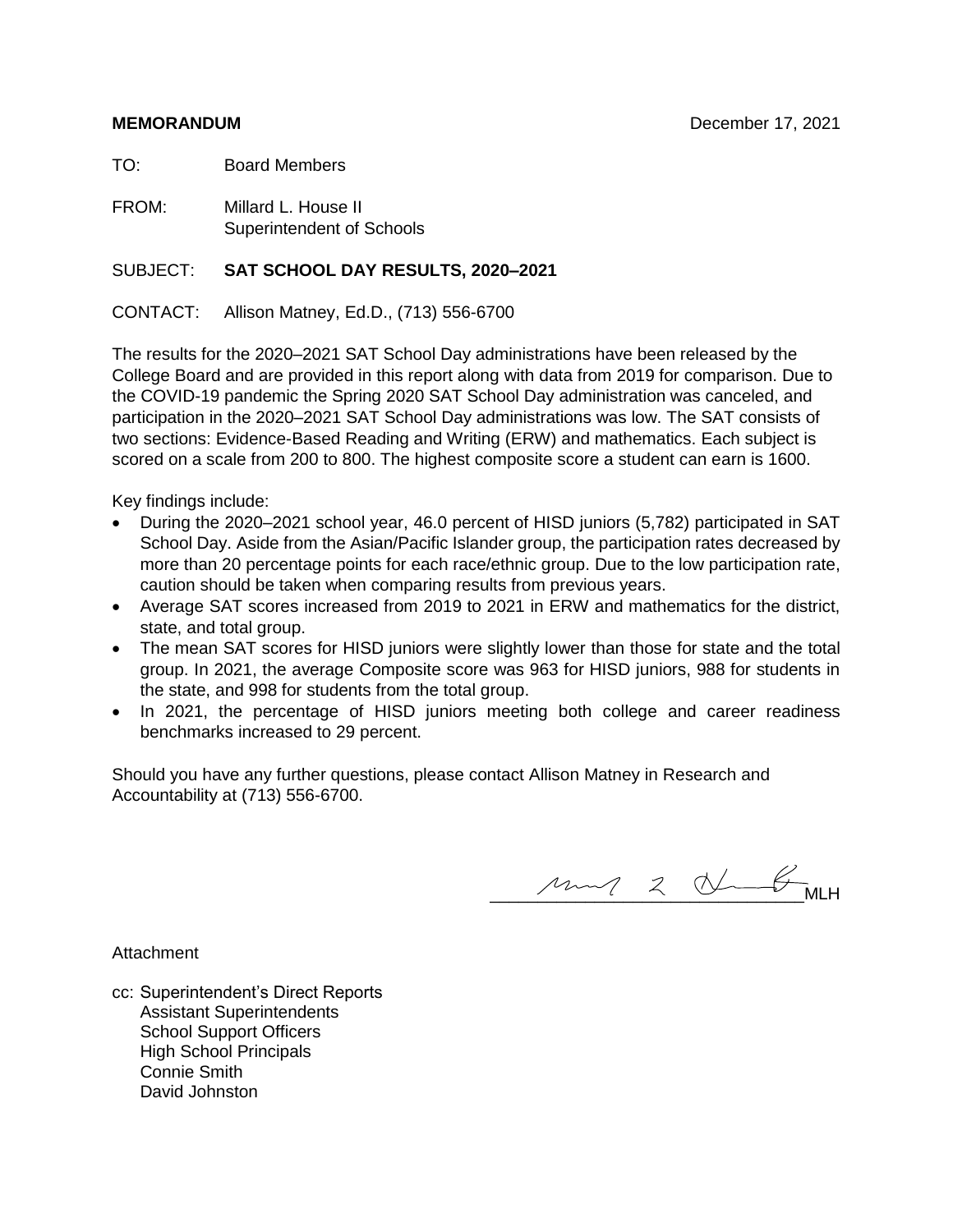**MEMORANDUM** December 17, 2021

TO: Board Members

FROM: Millard L. House II
Superintendent of Schools

SUBJECT: **SAT SCHOOL DAY RESULTS, 2020–2021**

CONTACT: Allison Matney, Ed.D., (713) 556-6700

The results for the 2020–2021 SAT School Day administrations have been released by the College Board and are provided in this report along with data from 2019 for comparison. Due to the COVID-19 pandemic the Spring 2020 SAT School Day administration was canceled, and participation in the 2020–2021 SAT School Day administrations was low. The SAT consists of two sections: Evidence-Based Reading and Writing (ERW) and mathematics. Each subject is scored on a scale from 200 to 800. The highest composite score a student can earn is 1600.

Key findings include:

- During the 2020–2021 school year, 46.0 percent of HISD juniors (5,782) participated in SAT School Day. Aside from the Asian/Pacific Islander group, the participation rates decreased by more than 20 percentage points for each race/ethnic group. Due to the low participation rate, caution should be taken when comparing results from previous years.
- Average SAT scores increased from 2019 to 2021 in ERW and mathematics for the district, state, and total group.
- The mean SAT scores for HISD juniors were slightly lower than those for state and the total group. In 2021, the average Composite score was 963 for HISD juniors, 988 for students in the state, and 998 for students from the total group.
- In 2021, the percentage of HISD juniors meeting both college and career readiness benchmarks increased to 29 percent.

Should you have any further questions, please contact Allison Matney in Research and Accountability at (713) 556-6700.

MLH

Attachment

cc: Superintendent's Direct Reports
Assistant Superintendents
School Support Officers
High School Principals
Connie Smith
David Johnston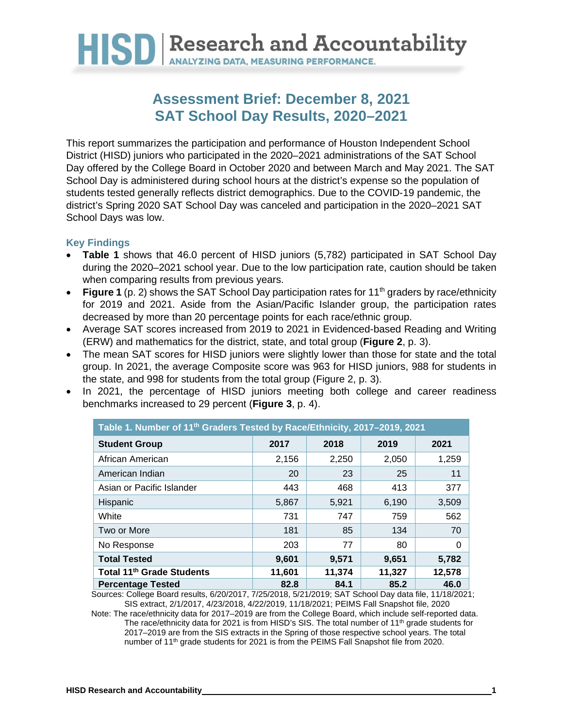# Assessment Brief: December 8, 2021
# SAT School Day Results, 2020–2021

This report summarizes the participation and performance of Houston Independent School District (HISD) juniors who participated in the 2020–2021 administrations of the SAT School Day offered by the College Board in October 2020 and between March and May 2021. The SAT School Day is administered during school hours at the district's expense so the population of students tested generally reflects district demographics. Due to the COVID-19 pandemic, the district's Spring 2020 SAT School Day was canceled and participation in the 2020–2021 SAT School Days was low.

## Key Findings

- **Table 1** shows that 46.0 percent of HISD juniors (5,782) participated in SAT School Day during the 2020–2021 school year. Due to the low participation rate, caution should be taken when comparing results from previous years.
- **Figure 1** (p. 2) shows the SAT School Day participation rates for 11th graders by race/ethnicity for 2019 and 2021. Aside from the Asian/Pacific Islander group, the participation rates decreased by more than 20 percentage points for each race/ethnic group.
- Average SAT scores increased from 2019 to 2021 in Evidenced-based Reading and Writing (ERW) and mathematics for the district, state, and total group (**Figure 2**, p. 3).
- The mean SAT scores for HISD juniors were slightly lower than those for state and the total group. In 2021, the average Composite score was 963 for HISD juniors, 988 for students in the state, and 998 for students from the total group (Figure 2, p. 3).
- In 2021, the percentage of HISD juniors meeting both college and career readiness benchmarks increased to 29 percent (**Figure 3**, p. 4).

**Table 1. Number of 11th Graders Tested by Race/Ethnicity, 2017–2019, 2021**

| Student Group | 2017 | 2018 | 2019 | 2021 |
|---|---|---|---|---|
| African American | 2,156 | 2,250 | 2,050 | 1,259 |
| American Indian | 20 | 23 | 25 | 11 |
| Asian or Pacific Islander | 443 | 468 | 413 | 377 |
| Hispanic | 5,867 | 5,921 | 6,190 | 3,509 |
| White | 731 | 747 | 759 | 562 |
| Two or More | 181 | 85 | 134 | 70 |
| No Response | 203 | 77 | 80 | 0 |
| **Total Tested** | **9,601** | **9,571** | **9,651** | **5,782** |
| **Total 11th Grade Students** | **11,601** | **11,374** | **11,327** | **12,578** |
| **Percentage Tested** | **82.8** | **84.1** | **85.2** | **46.0** |

Sources: College Board results, 6/20/2017, 7/25/2018, 5/21/2019; SAT School Day data file, 11/18/2021; SIS extract, 2/1/2017, 4/23/2018, 4/22/2019, 11/18/2021; PEIMS Fall Snapshot file, 2020

Note: The race/ethnicity data for 2017–2019 are from the College Board, which include self-reported data. The race/ethnicity data for 2021 is from HISD's SIS. The total number of 11th grade students for 2017–2019 are from the SIS extracts in the Spring of those respective school years. The total number of 11th grade students for 2021 is from the PEIMS Fall Snapshot file from 2020.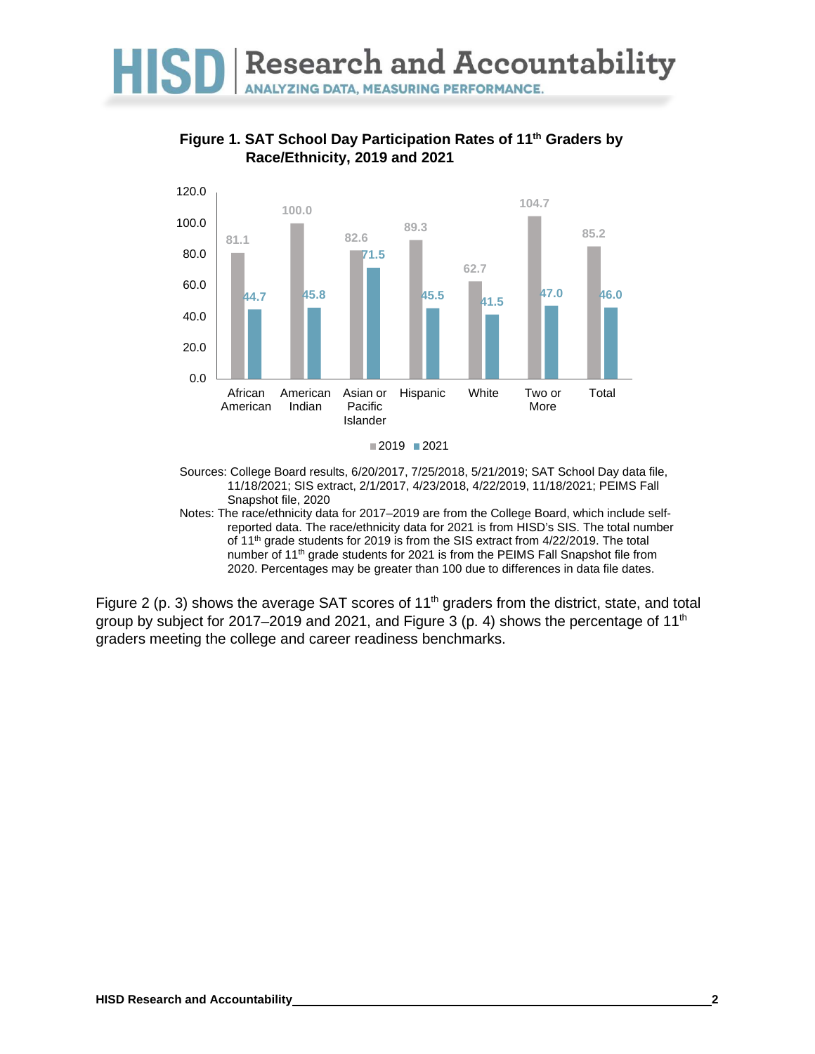**Figure 1. SAT School Day Participation Rates of 11th Graders by Race/Ethnicity, 2019 and 2021**

| | 2019 | 2021 |
|---|---|---|
| African American | 81.1 | 44.7 |
| American Indian | 100.0 | 45.8 |
| Asian or Pacific Islander | 82.6 | 71.5 |
| Hispanic | 89.3 | 45.5 |
| White | 62.7 | 41.5 |
| Two or More | 104.7 | 47.0 |
| Total | 85.2 | 46.0 |

Sources: College Board results, 6/20/2017, 7/25/2018, 5/21/2019; SAT School Day data file, 11/18/2021; SIS extract, 2/1/2017, 4/23/2018, 4/22/2019, 11/18/2021; PEIMS Fall Snapshot file, 2020

Notes: The race/ethnicity data for 2017–2019 are from the College Board, which include self-reported data. The race/ethnicity data for 2021 is from HISD's SIS. The total number of 11th grade students for 2019 is from the SIS extract from 4/22/2019. The total number of 11th grade students for 2021 is from the PEIMS Fall Snapshot file from 2020. Percentages may be greater than 100 due to differences in data file dates.

Figure 2 (p. 3) shows the average SAT scores of 11th graders from the district, state, and total group by subject for 2017–2019 and 2021, and Figure 3 (p. 4) shows the percentage of 11th graders meeting the college and career readiness benchmarks.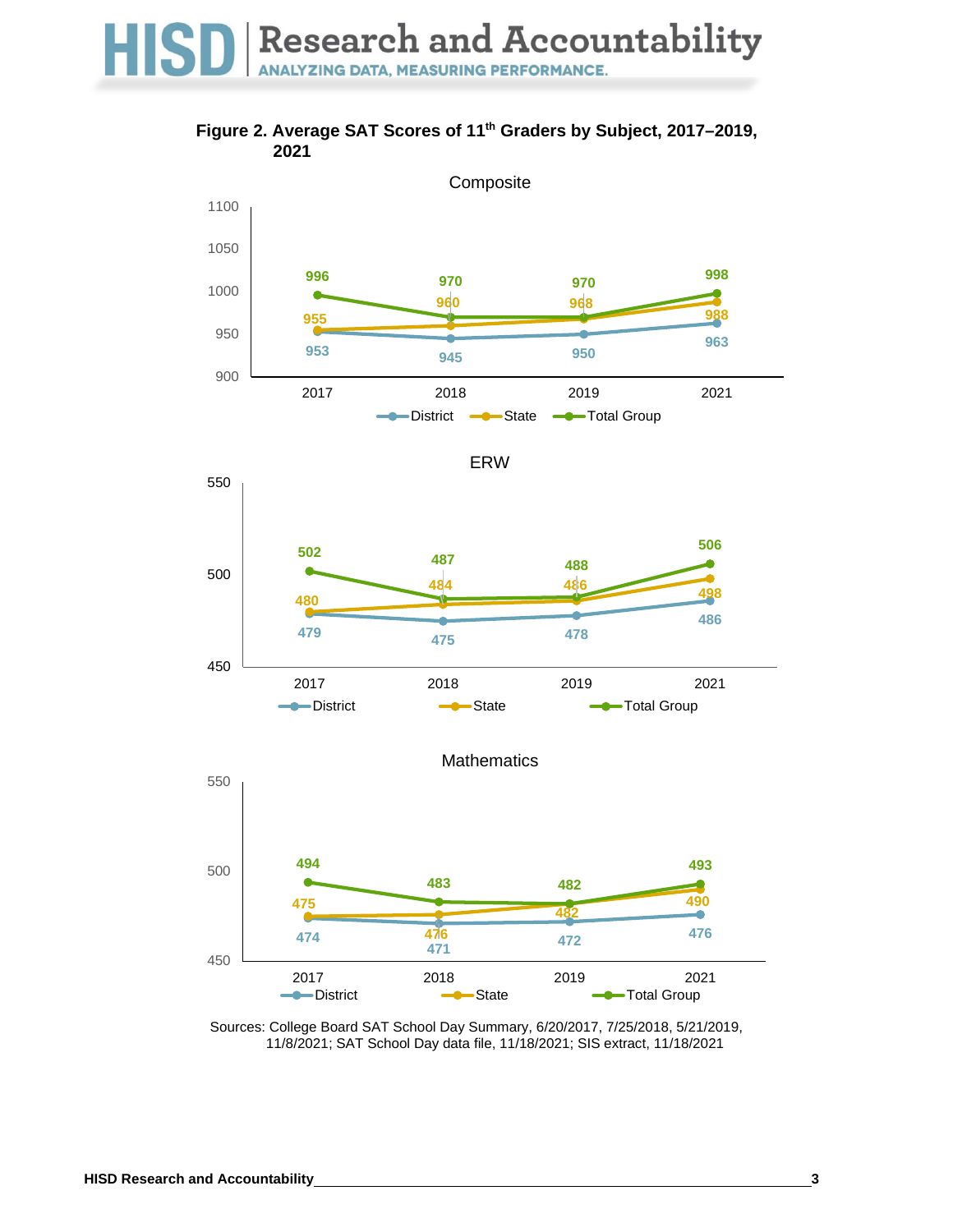**Figure 2. Average SAT Scores of 11th Graders by Subject, 2017–2019, 2021**

Composite

| | 2017 | 2018 | 2019 | 2021 |
|---|---|---|---|---|
| District | 953 | 945 | 950 | 963 |
| State | 955 | 960 | 968 | 988 |
| Total Group | 996 | 970 | 970 | 998 |

ERW

| | 2017 | 2018 | 2019 | 2021 |
|---|---|---|---|---|
| District | 479 | 475 | 478 | 486 |
| State | 480 | 484 | 486 | 498 |
| Total Group | 502 | 487 | 488 | 506 |

Mathematics

| | 2017 | 2018 | 2019 | 2021 |
|---|---|---|---|---|
| District | 474 | 471 | 472 | 476 |
| State | 475 | 476 | 482 | 490 |
| Total Group | 494 | 483 | 482 | 493 |

Sources: College Board SAT School Day Summary, 6/20/2017, 7/25/2018, 5/21/2019, 11/8/2021; SAT School Day data file, 11/18/2021; SIS extract, 11/18/2021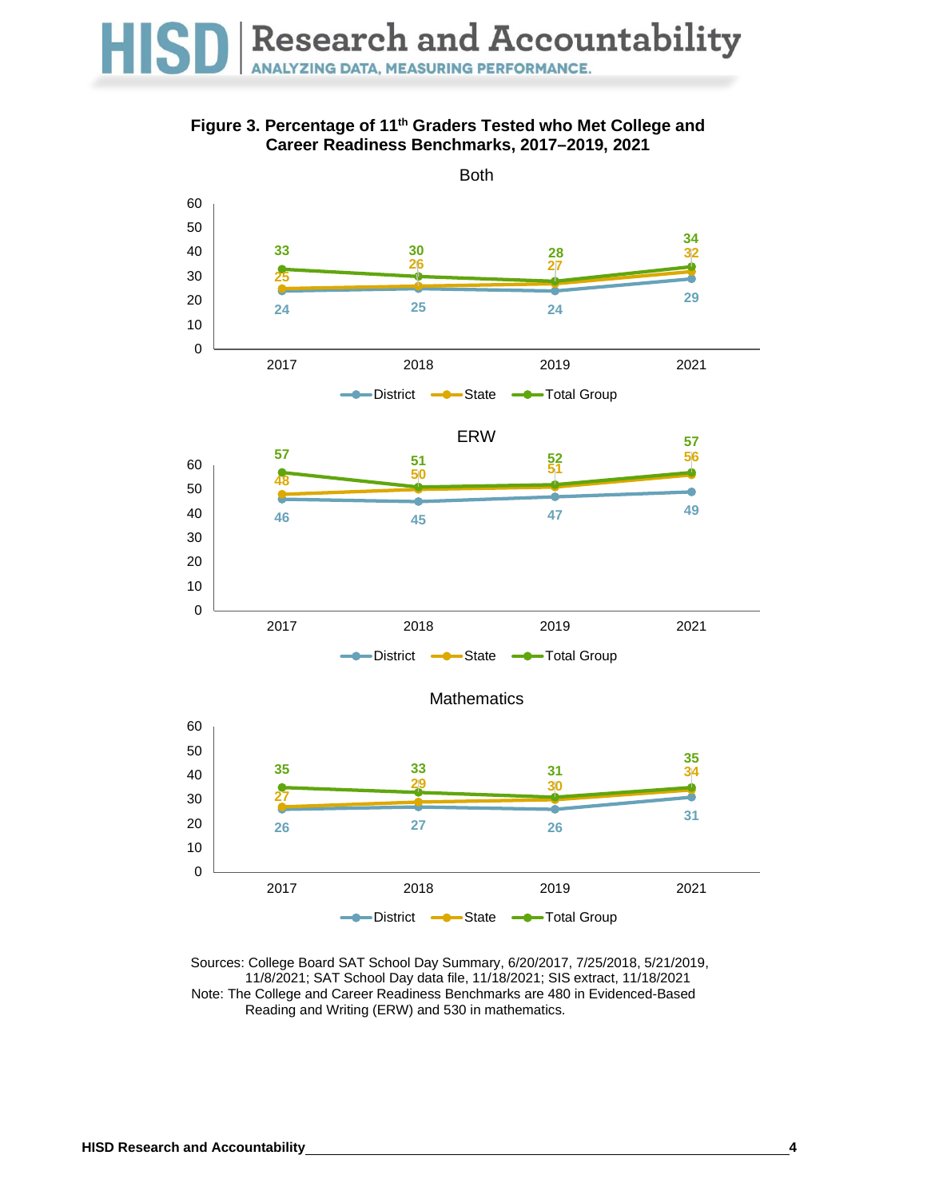**Figure 3. Percentage of 11th Graders Tested who Met College and Career Readiness Benchmarks, 2017–2019, 2021**

Both

| | 2017 | 2018 | 2019 | 2021 |
|---|---|---|---|---|
| District | 24 | 25 | 24 | 29 |
| State | 25 | 26 | 27 | 32 |
| Total Group | 33 | 30 | 28 | 34 |

ERW

| | 2017 | 2018 | 2019 | 2021 |
|---|---|---|---|---|
| District | 46 | 45 | 47 | 49 |
| State | 48 | 50 | 51 | 56 |
| Total Group | 57 | 51 | 52 | 57 |

Mathematics

| | 2017 | 2018 | 2019 | 2021 |
|---|---|---|---|---|
| District | 26 | 27 | 26 | 31 |
| State | 27 | 29 | 30 | 34 |
| Total Group | 35 | 33 | 31 | 35 |

Sources: College Board SAT School Day Summary, 6/20/2017, 7/25/2018, 5/21/2019, 11/8/2021; SAT School Day data file, 11/18/2021; SIS extract, 11/18/2021

Note: The College and Career Readiness Benchmarks are 480 in Evidenced-Based Reading and Writing (ERW) and 530 in mathematics.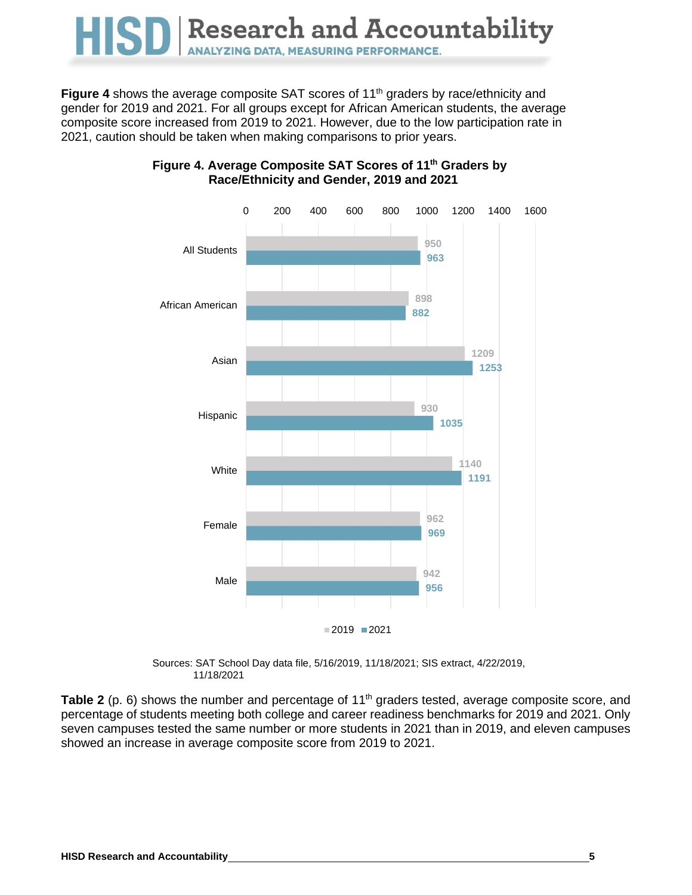**Figure 4** shows the average composite SAT scores of 11th graders by race/ethnicity and gender for 2019 and 2021. For all groups except for African American students, the average composite score increased from 2019 to 2021. However, due to the low participation rate in 2021, caution should be taken when making comparisons to prior years.

**Figure 4. Average Composite SAT Scores of 11th Graders by Race/Ethnicity and Gender, 2019 and 2021**

| Group | 2019 | 2021 |
|---|---|---|
| All Students | 950 | 963 |
| African American | 898 | 882 |
| Asian | 1209 | 1253 |
| Hispanic | 930 | 1035 |
| White | 1140 | 1191 |
| Female | 962 | 969 |
| Male | 942 | 956 |

Sources: SAT School Day data file, 5/16/2019, 11/18/2021; SIS extract, 4/22/2019, 11/18/2021

**Table 2** (p. 6) shows the number and percentage of 11th graders tested, average composite score, and percentage of students meeting both college and career readiness benchmarks for 2019 and 2021. Only seven campuses tested the same number or more students in 2021 than in 2019, and eleven campuses showed an increase in average composite score from 2019 to 2021.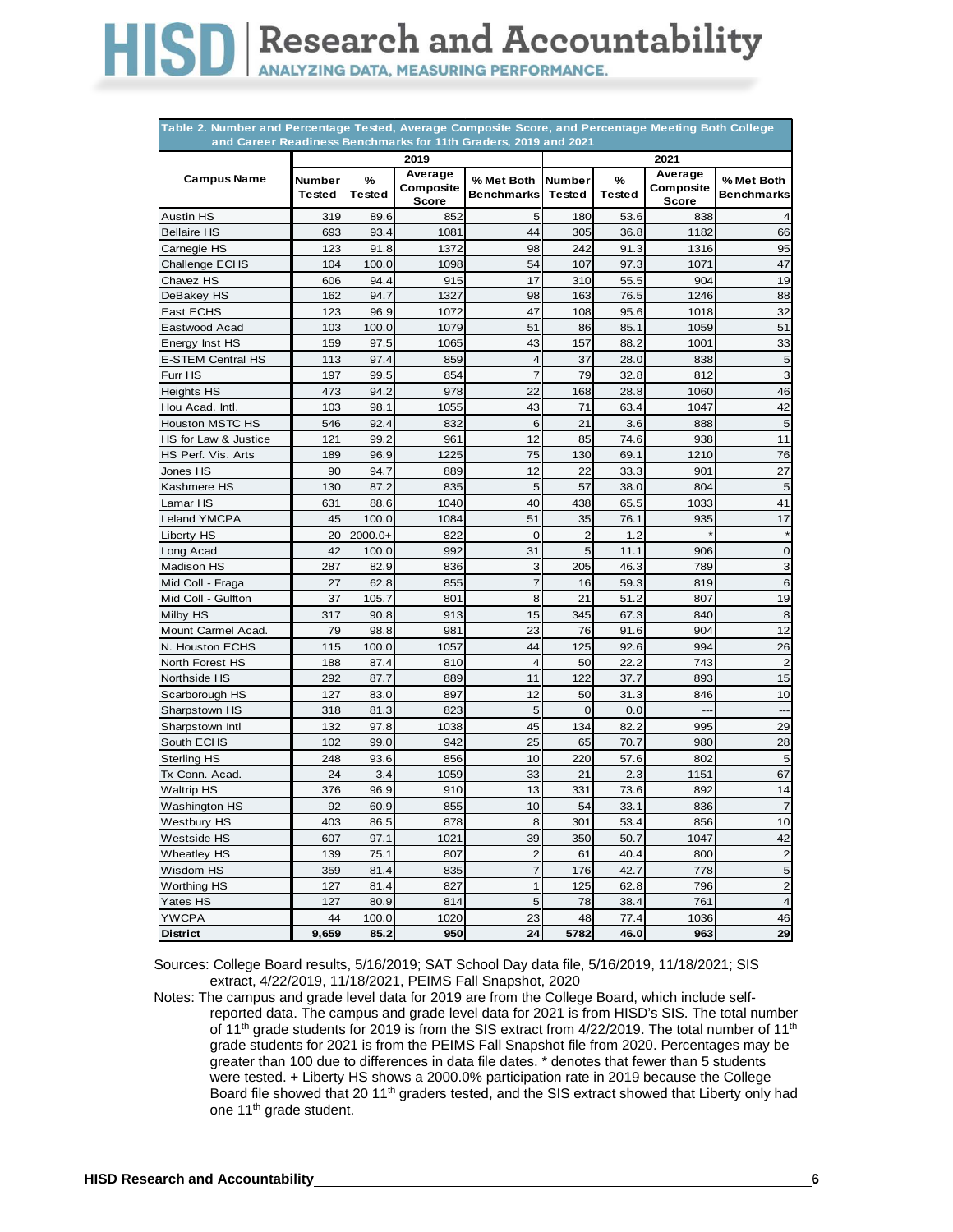**Table 2. Number and Percentage Tested, Average Composite Score, and Percentage Meeting Both College and Career Readiness Benchmarks for 11th Graders, 2019 and 2021**

| Campus Name | 2019 | | | | 2021 | | | |
|---|---|---|---|---|---|---|---|---|
| | Number Tested | % Tested | Average Composite Score | % Met Both Benchmarks | Number Tested | % Tested | Average Composite Score | % Met Both Benchmarks |
| Austin HS | 319 | 89.6 | 852 | 5 | 180 | 53.6 | 838 | 4 |
| Bellaire HS | 693 | 93.4 | 1081 | 44 | 305 | 36.8 | 1182 | 66 |
| Carnegie HS | 123 | 91.8 | 1372 | 98 | 242 | 91.3 | 1316 | 95 |
| Challenge ECHS | 104 | 100.0 | 1098 | 54 | 107 | 97.3 | 1071 | 47 |
| Chavez HS | 606 | 94.4 | 915 | 17 | 310 | 55.5 | 904 | 19 |
| DeBakey HS | 162 | 94.7 | 1327 | 98 | 163 | 76.5 | 1246 | 88 |
| East ECHS | 123 | 96.9 | 1072 | 47 | 108 | 95.6 | 1018 | 32 |
| Eastwood Acad | 103 | 100.0 | 1079 | 51 | 86 | 85.1 | 1059 | 51 |
| Energy Inst HS | 159 | 97.5 | 1065 | 43 | 157 | 88.2 | 1001 | 33 |
| E-STEM Central HS | 113 | 97.4 | 859 | 4 | 37 | 28.0 | 838 | 5 |
| Furr HS | 197 | 99.5 | 854 | 7 | 79 | 32.8 | 812 | 3 |
| Heights HS | 473 | 94.2 | 978 | 22 | 168 | 28.8 | 1060 | 46 |
| Hou Acad. Intl. | 103 | 98.1 | 1055 | 43 | 71 | 63.4 | 1047 | 42 |
| Houston MSTC HS | 546 | 92.4 | 832 | 6 | 21 | 3.6 | 888 | 5 |
| HS for Law & Justice | 121 | 99.2 | 961 | 12 | 85 | 74.6 | 938 | 11 |
| HS Perf. Vis. Arts | 189 | 96.9 | 1225 | 75 | 130 | 69.1 | 1210 | 76 |
| Jones HS | 90 | 94.7 | 889 | 12 | 22 | 33.3 | 901 | 27 |
| Kashmere HS | 130 | 87.2 | 835 | 5 | 57 | 38.0 | 804 | 5 |
| Lamar HS | 631 | 88.6 | 1040 | 40 | 438 | 65.5 | 1033 | 41 |
| Leland YMCPA | 45 | 100.0 | 1084 | 51 | 35 | 76.1 | 935 | 17 |
| Liberty HS | 20 | 2000.0+ | 822 | 0 | 2 | 1.2 | * | * |
| Long Acad | 42 | 100.0 | 992 | 31 | 5 | 11.1 | 906 | 0 |
| Madison HS | 287 | 82.9 | 836 | 3 | 205 | 46.3 | 789 | 3 |
| Mid Coll - Fraga | 27 | 62.8 | 855 | 7 | 16 | 59.3 | 819 | 6 |
| Mid Coll - Gulfton | 37 | 105.7 | 801 | 8 | 21 | 51.2 | 807 | 19 |
| Milby HS | 317 | 90.8 | 913 | 15 | 345 | 67.3 | 840 | 8 |
| Mount Carmel Acad. | 79 | 98.8 | 981 | 23 | 76 | 91.6 | 904 | 12 |
| N. Houston ECHS | 115 | 100.0 | 1057 | 44 | 125 | 92.6 | 994 | 26 |
| North Forest HS | 188 | 87.4 | 810 | 4 | 50 | 22.2 | 743 | 2 |
| Northside HS | 292 | 87.7 | 889 | 11 | 122 | 37.7 | 893 | 15 |
| Scarborough HS | 127 | 83.0 | 897 | 12 | 50 | 31.3 | 846 | 10 |
| Sharpstown HS | 318 | 81.3 | 823 | 5 | 0 | 0.0 | --- | --- |
| Sharpstown Intl | 132 | 97.8 | 1038 | 45 | 134 | 82.2 | 995 | 29 |
| South ECHS | 102 | 99.0 | 942 | 25 | 65 | 70.7 | 980 | 28 |
| Sterling HS | 248 | 93.6 | 856 | 10 | 220 | 57.6 | 802 | 5 |
| Tx Conn. Acad. | 24 | 3.4 | 1059 | 33 | 21 | 2.3 | 1151 | 67 |
| Waltrip HS | 376 | 96.9 | 910 | 13 | 331 | 73.6 | 892 | 14 |
| Washington HS | 92 | 60.9 | 855 | 10 | 54 | 33.1 | 836 | 7 |
| Westbury HS | 403 | 86.5 | 878 | 8 | 301 | 53.4 | 856 | 10 |
| Westside HS | 607 | 97.1 | 1021 | 39 | 350 | 50.7 | 1047 | 42 |
| Wheatley HS | 139 | 75.1 | 807 | 2 | 61 | 40.4 | 800 | 2 |
| Wisdom HS | 359 | 81.4 | 835 | 7 | 176 | 42.7 | 778 | 5 |
| Worthing HS | 127 | 81.4 | 827 | 1 | 125 | 62.8 | 796 | 2 |
| Yates HS | 127 | 80.9 | 814 | 5 | 78 | 38.4 | 761 | 4 |
| YWCPA | 44 | 100.0 | 1020 | 23 | 48 | 77.4 | 1036 | 46 |
| **District** | **9,659** | **85.2** | **950** | **24** | **5782** | **46.0** | **963** | **29** |

Sources: College Board results, 5/16/2019; SAT School Day data file, 5/16/2019, 11/18/2021; SIS extract, 4/22/2019, 11/18/2021, PEIMS Fall Snapshot, 2020

Notes: The campus and grade level data for 2019 are from the College Board, which include self-reported data. The campus and grade level data for 2021 is from HISD's SIS. The total number of 11th grade students for 2019 is from the SIS extract from 4/22/2019. The total number of 11th grade students for 2021 is from the PEIMS Fall Snapshot file from 2020. Percentages may be greater than 100 due to differences in data file dates. * denotes that fewer than 5 students were tested. + Liberty HS shows a 2000.0% participation rate in 2019 because the College Board file showed that 20 11th graders tested, and the SIS extract showed that Liberty only had one 11th grade student.